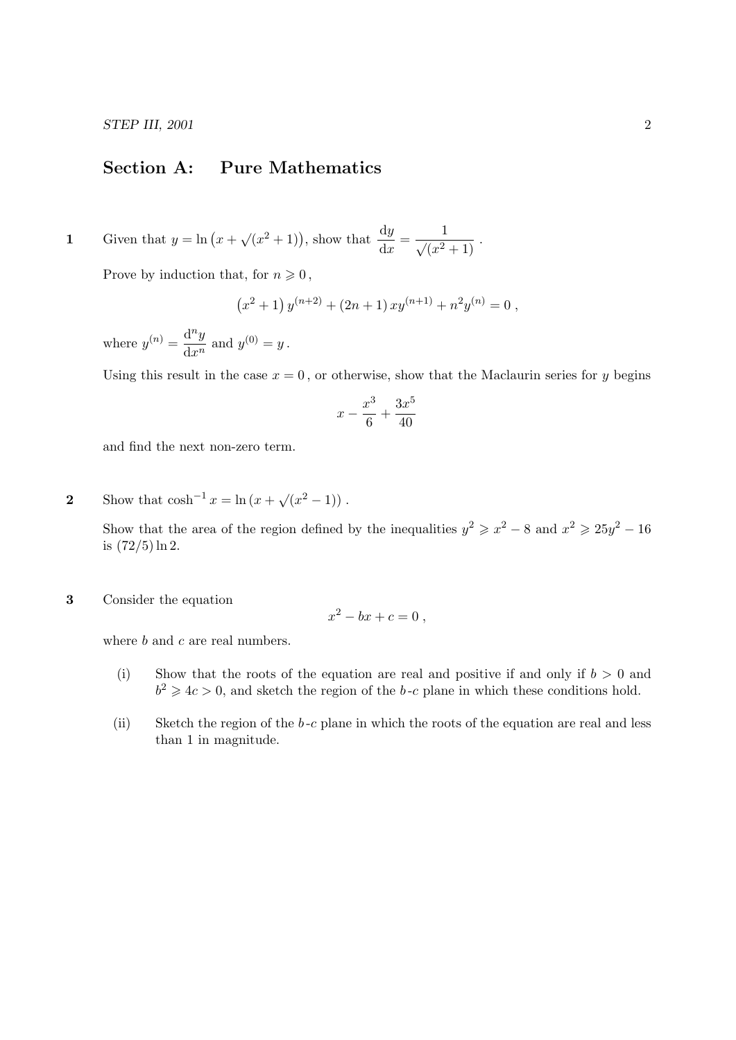## Section A: Pure Mathematics

**1** Given that $y = \ln\left(x + \sqrt{(x^2+1)}\right)$, show that $\dfrac{\mathrm{d}y}{\mathrm{d}x} = \dfrac{1}{\sqrt{(x^2+1)}}$ .

Prove by induction that, for $n \geqslant 0$ ,

$$\left(x^2+1\right) y^{(n+2)} + (2n+1)\, x y^{(n+1)} + n^2 y^{(n)} = 0 \ ,$$

where $y^{(n)} = \dfrac{\mathrm{d}^n y}{\mathrm{d}x^n}$ and $y^{(0)} = y$ .

Using this result in the case $x = 0$ , or otherwise, show that the Maclaurin series for $y$ begins

$$x - \frac{x^3}{6} + \frac{3x^5}{40}$$

and find the next non-zero term.

**2** Show that $\cosh^{-1} x = \ln\left(x + \sqrt{(x^2-1)}\right)$ .

Show that the area of the region defined by the inequalities $y^2 \geqslant x^2 - 8$ and $x^2 \geqslant 25y^2 - 16$ is $(72/5)\ln 2$.

**3** Consider the equation

$$x^2 - bx + c = 0 \ ,$$

where $b$ and $c$ are real numbers.

(i) Show that the roots of the equation are real and positive if and only if $b > 0$ and $b^2 \geqslant 4c > 0$, and sketch the region of the $b$-$c$ plane in which these conditions hold.

(ii) Sketch the region of the $b$-$c$ plane in which the roots of the equation are real and less than 1 in magnitude.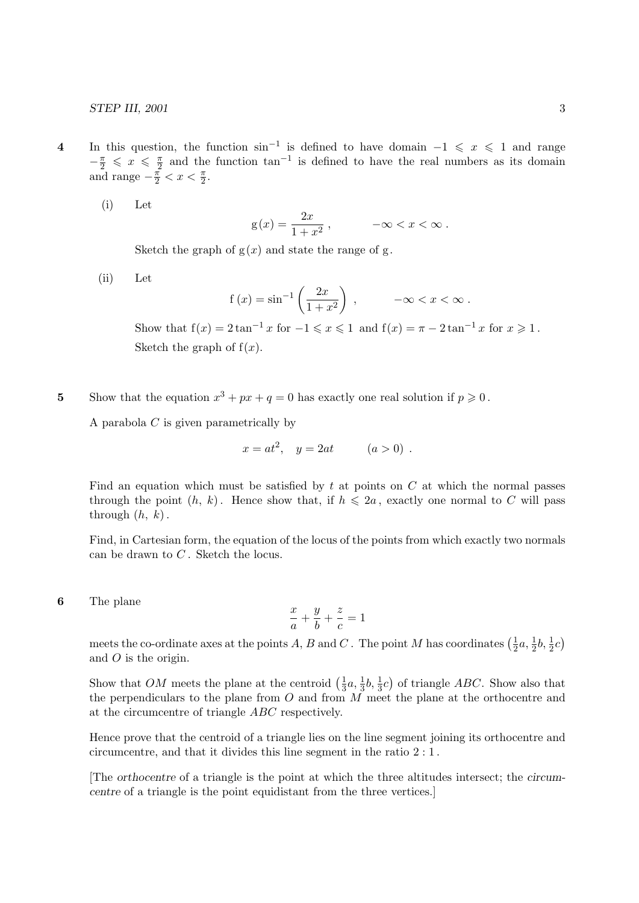**4** In this question, the function $\sin^{-1}$ is defined to have domain $-1 \leqslant x \leqslant 1$ and range $-\frac{\pi}{2} \leqslant x \leqslant \frac{\pi}{2}$ and the function $\tan^{-1}$ is defined to have the real numbers as its domain and range $-\frac{\pi}{2} < x < \frac{\pi}{2}$.

(i) Let

$$\mathrm{g}(x) = \frac{2x}{1+x^2}\,, \qquad -\infty < x < \infty\,.$$

Sketch the graph of $\mathrm{g}(x)$ and state the range of $\mathrm{g}$.

(ii) Let

$$\mathrm{f}(x) = \sin^{-1}\left(\frac{2x}{1+x^2}\right)\,, \qquad -\infty < x < \infty\,.$$

Show that $\mathrm{f}(x) = 2\tan^{-1} x$ for $-1 \leqslant x \leqslant 1$ and $\mathrm{f}(x) = \pi - 2\tan^{-1} x$ for $x \geqslant 1$.

Sketch the graph of $\mathrm{f}(x)$.

**5** Show that the equation $x^3 + px + q = 0$ has exactly one real solution if $p \geqslant 0$.

A parabola $C$ is given parametrically by

$$x = at^2, \quad y = 2at \qquad (a > 0)\,.$$

Find an equation which must be satisfied by $t$ at points on $C$ at which the normal passes through the point $(h,\ k)$. Hence show that, if $h \leqslant 2a$, exactly one normal to $C$ will pass through $(h,\ k)$.

Find, in Cartesian form, the equation of the locus of the points from which exactly two normals can be drawn to $C$. Sketch the locus.

**6** The plane

$$\frac{x}{a} + \frac{y}{b} + \frac{z}{c} = 1$$

meets the co-ordinate axes at the points $A$, $B$ and $C$. The point $M$ has coordinates $\left(\frac{1}{2}a, \frac{1}{2}b, \frac{1}{2}c\right)$ and $O$ is the origin.

Show that $OM$ meets the plane at the centroid $\left(\frac{1}{3}a, \frac{1}{3}b, \frac{1}{3}c\right)$ of triangle $ABC$. Show also that the perpendiculars to the plane from $O$ and from $M$ meet the plane at the orthocentre and at the circumcentre of triangle $ABC$ respectively.

Hence prove that the centroid of a triangle lies on the line segment joining its orthocentre and circumcentre, and that it divides this line segment in the ratio $2:1$.

[The *orthocentre* of a triangle is the point at which the three altitudes intersect; the *circumcentre* of a triangle is the point equidistant from the three vertices.]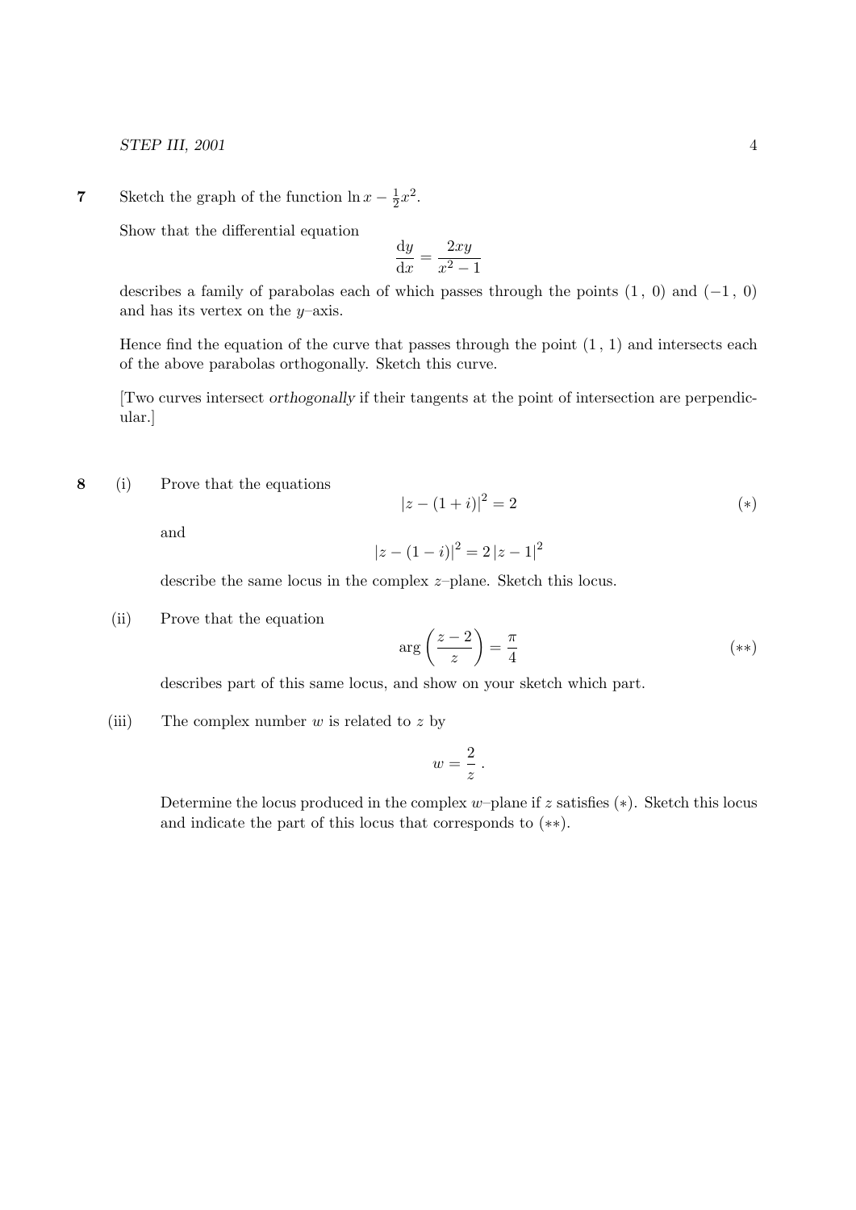**7** Sketch the graph of the function $\ln x - \frac{1}{2}x^2$.

Show that the differential equation

$$\frac{\mathrm{d}y}{\mathrm{d}x} = \frac{2xy}{x^2 - 1}$$

describes a family of parabolas each of which passes through the points $(1\,,\,0)$ and $(-1\,,\,0)$ and has its vertex on the $y$–axis.

Hence find the equation of the curve that passes through the point $(1\,,\,1)$ and intersects each of the above parabolas orthogonally. Sketch this curve.

[Two curves intersect *orthogonally* if their tangents at the point of intersection are perpendicular.]

**8** (i) Prove that the equations

$$|z - (1 + i)|^2 = 2 \qquad (*)$$

and

$$|z - (1 - i)|^2 = 2\,|z - 1|^2$$

describe the same locus in the complex $z$–plane. Sketch this locus.

(ii) Prove that the equation

$$\arg\left(\frac{z-2}{z}\right) = \frac{\pi}{4} \qquad (**)$$

describes part of this same locus, and show on your sketch which part.

(iii) The complex number $w$ is related to $z$ by

$$w = \frac{2}{z}\,.$$

Determine the locus produced in the complex $w$–plane if $z$ satisfies $(*)$. Sketch this locus and indicate the part of this locus that corresponds to $(**)$.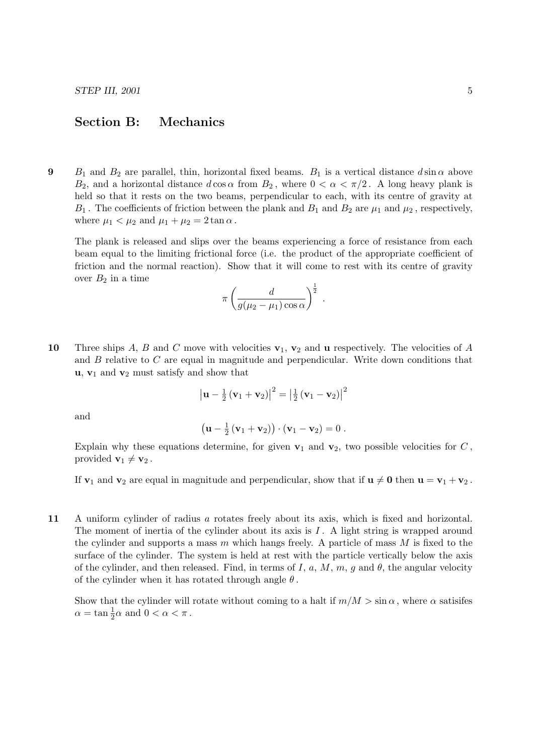## Section B: Mechanics

**9** $B_1$ and $B_2$ are parallel, thin, horizontal fixed beams. $B_1$ is a vertical distance $d\sin\alpha$ above $B_2$, and a horizontal distance $d\cos\alpha$ from $B_2$, where $0 < \alpha < \pi/2$. A long heavy plank is held so that it rests on the two beams, perpendicular to each, with its centre of gravity at $B_1$. The coefficients of friction between the plank and $B_1$ and $B_2$ are $\mu_1$ and $\mu_2$, respectively, where $\mu_1 < \mu_2$ and $\mu_1 + \mu_2 = 2\tan\alpha$.

The plank is released and slips over the beams experiencing a force of resistance from each beam equal to the limiting frictional force (i.e. the product of the appropriate coefficient of friction and the normal reaction). Show that it will come to rest with its centre of gravity over $B_2$ in a time

$$\pi\left(\frac{d}{g(\mu_2 - \mu_1)\cos\alpha}\right)^{\frac{1}{2}}.$$

**10** Three ships $A$, $B$ and $C$ move with velocities $\mathbf{v}_1$, $\mathbf{v}_2$ and $\mathbf{u}$ respectively. The velocities of $A$ and $B$ relative to $C$ are equal in magnitude and perpendicular. Write down conditions that $\mathbf{u}$, $\mathbf{v}_1$ and $\mathbf{v}_2$ must satisfy and show that

$$\left|\mathbf{u} - \tfrac{1}{2}(\mathbf{v}_1 + \mathbf{v}_2)\right|^2 = \left|\tfrac{1}{2}(\mathbf{v}_1 - \mathbf{v}_2)\right|^2$$

and

$$\left(\mathbf{u} - \tfrac{1}{2}(\mathbf{v}_1 + \mathbf{v}_2)\right)\cdot(\mathbf{v}_1 - \mathbf{v}_2) = 0\,.$$

Explain why these equations determine, for given $\mathbf{v}_1$ and $\mathbf{v}_2$, two possible velocities for $C$, provided $\mathbf{v}_1 \neq \mathbf{v}_2$.

If $\mathbf{v}_1$ and $\mathbf{v}_2$ are equal in magnitude and perpendicular, show that if $\mathbf{u} \neq \mathbf{0}$ then $\mathbf{u} = \mathbf{v}_1 + \mathbf{v}_2$.

**11** A uniform cylinder of radius $a$ rotates freely about its axis, which is fixed and horizontal. The moment of inertia of the cylinder about its axis is $I$. A light string is wrapped around the cylinder and supports a mass $m$ which hangs freely. A particle of mass $M$ is fixed to the surface of the cylinder. The system is held at rest with the particle vertically below the axis of the cylinder, and then released. Find, in terms of $I$, $a$, $M$, $m$, $g$ and $\theta$, the angular velocity of the cylinder when it has rotated through angle $\theta$.

Show that the cylinder will rotate without coming to a halt if $m/M > \sin\alpha$, where $\alpha$ satisifes $\alpha = \tan\frac{1}{2}\alpha$ and $0 < \alpha < \pi$.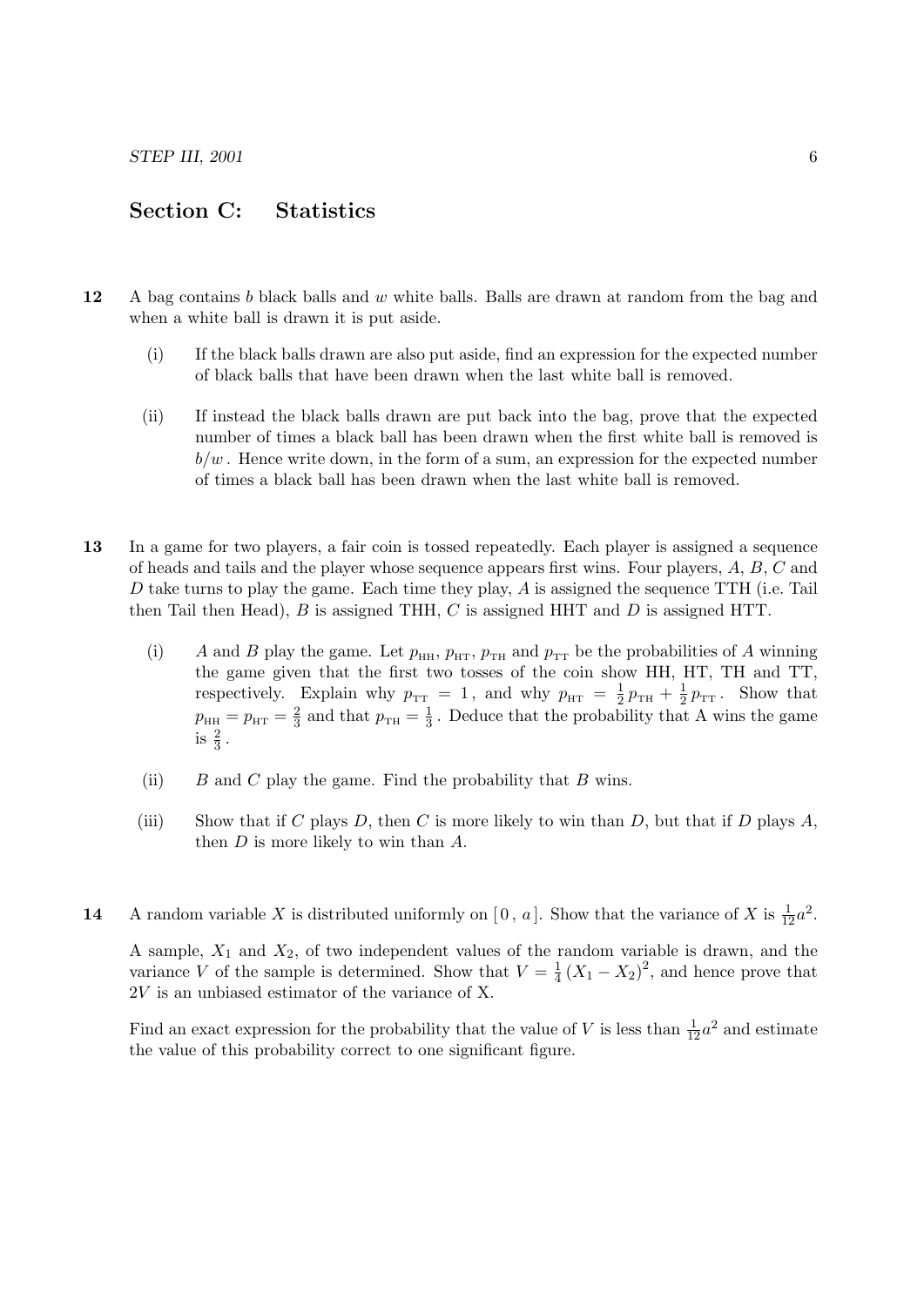## Section C: Statistics

**12** A bag contains $b$ black balls and $w$ white balls. Balls are drawn at random from the bag and when a white ball is drawn it is put aside.

(i) If the black balls drawn are also put aside, find an expression for the expected number of black balls that have been drawn when the last white ball is removed.

(ii) If instead the black balls drawn are put back into the bag, prove that the expected number of times a black ball has been drawn when the first white ball is removed is $b/w$. Hence write down, in the form of a sum, an expression for the expected number of times a black ball has been drawn when the last white ball is removed.

**13** In a game for two players, a fair coin is tossed repeatedly. Each player is assigned a sequence of heads and tails and the player whose sequence appears first wins. Four players, $A$, $B$, $C$ and $D$ take turns to play the game. Each time they play, $A$ is assigned the sequence TTH (i.e. Tail then Tail then Head), $B$ is assigned THH, $C$ is assigned HHT and $D$ is assigned HTT.

(i) $A$ and $B$ play the game. Let $p_{\text{HH}}$, $p_{\text{HT}}$, $p_{\text{TH}}$ and $p_{\text{TT}}$ be the probabilities of $A$ winning the game given that the first two tosses of the coin show HH, HT, TH and TT, respectively. Explain why $p_{\text{TT}} = 1$, and why $p_{\text{HT}} = \frac{1}{2}\,p_{\text{TH}} + \frac{1}{2}\,p_{\text{TT}}$. Show that $p_{\text{HH}} = p_{\text{HT}} = \frac{2}{3}$ and that $p_{\text{TH}} = \frac{1}{3}$. Deduce that the probability that A wins the game is $\frac{2}{3}$.

(ii) $B$ and $C$ play the game. Find the probability that $B$ wins.

(iii) Show that if $C$ plays $D$, then $C$ is more likely to win than $D$, but that if $D$ plays $A$, then $D$ is more likely to win than $A$.

**14** A random variable $X$ is distributed uniformly on $[\,0\,,\,a\,]$. Show that the variance of $X$ is $\frac{1}{12}a^2$.

A sample, $X_1$ and $X_2$, of two independent values of the random variable is drawn, and the variance $V$ of the sample is determined. Show that $V = \frac{1}{4}\left(X_1 - X_2\right)^2$, and hence prove that $2V$ is an unbiased estimator of the variance of X.

Find an exact expression for the probability that the value of $V$ is less than $\frac{1}{12}a^2$ and estimate the value of this probability correct to one significant figure.